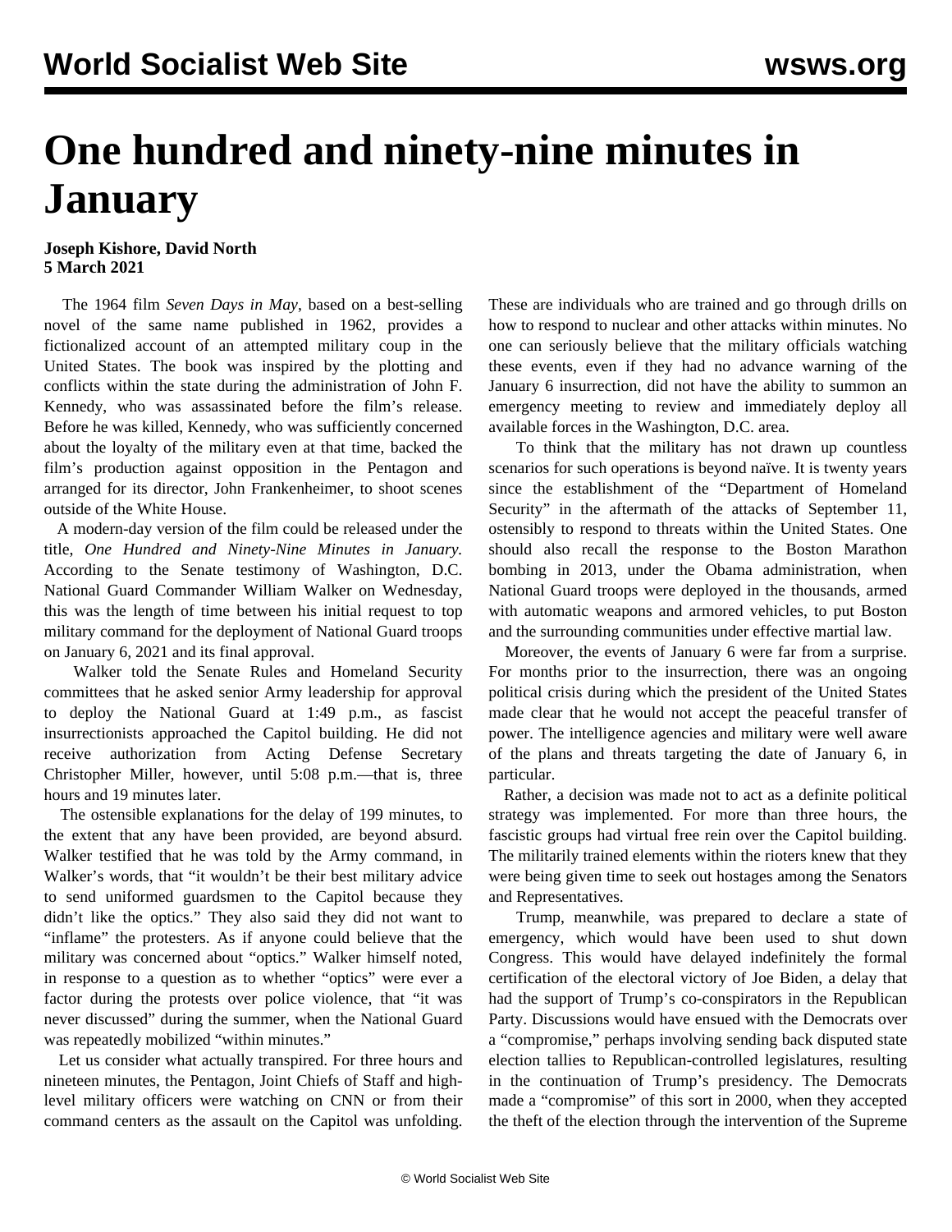# One hundred and ninety-nine minutes in January

**Joseph Kishore, David North**
**5 March 2021**

The 1964 film *Seven Days in May*, based on a best-selling novel of the same name published in 1962, provides a fictionalized account of an attempted military coup in the United States. The book was inspired by the plotting and conflicts within the state during the administration of John F. Kennedy, who was assassinated before the film's release. Before he was killed, Kennedy, who was sufficiently concerned about the loyalty of the military even at that time, backed the film's production against opposition in the Pentagon and arranged for its director, John Frankenheimer, to shoot scenes outside of the White House.

A modern-day version of the film could be released under the title, *One Hundred and Ninety-Nine Minutes in January.* According to the Senate testimony of Washington, D.C. National Guard Commander William Walker on Wednesday, this was the length of time between his initial request to top military command for the deployment of National Guard troops on January 6, 2021 and its final approval.

Walker told the Senate Rules and Homeland Security committees that he asked senior Army leadership for approval to deploy the National Guard at 1:49 p.m., as fascist insurrectionists approached the Capitol building. He did not receive authorization from Acting Defense Secretary Christopher Miller, however, until 5:08 p.m.—that is, three hours and 19 minutes later.

The ostensible explanations for the delay of 199 minutes, to the extent that any have been provided, are beyond absurd. Walker testified that he was told by the Army command, in Walker's words, that "it wouldn't be their best military advice to send uniformed guardsmen to the Capitol because they didn't like the optics." They also said they did not want to "inflame" the protesters. As if anyone could believe that the military was concerned about "optics." Walker himself noted, in response to a question as to whether "optics" were ever a factor during the protests over police violence, that "it was never discussed" during the summer, when the National Guard was repeatedly mobilized "within minutes."

Let us consider what actually transpired. For three hours and nineteen minutes, the Pentagon, Joint Chiefs of Staff and high-level military officers were watching on CNN or from their command centers as the assault on the Capitol was unfolding. These are individuals who are trained and go through drills on how to respond to nuclear and other attacks within minutes. No one can seriously believe that the military officials watching these events, even if they had no advance warning of the January 6 insurrection, did not have the ability to summon an emergency meeting to review and immediately deploy all available forces in the Washington, D.C. area.

To think that the military has not drawn up countless scenarios for such operations is beyond naïve. It is twenty years since the establishment of the "Department of Homeland Security" in the aftermath of the attacks of September 11, ostensibly to respond to threats within the United States. One should also recall the response to the Boston Marathon bombing in 2013, under the Obama administration, when National Guard troops were deployed in the thousands, armed with automatic weapons and armored vehicles, to put Boston and the surrounding communities under effective martial law.

Moreover, the events of January 6 were far from a surprise. For months prior to the insurrection, there was an ongoing political crisis during which the president of the United States made clear that he would not accept the peaceful transfer of power. The intelligence agencies and military were well aware of the plans and threats targeting the date of January 6, in particular.

Rather, a decision was made not to act as a definite political strategy was implemented. For more than three hours, the fascistic groups had virtual free rein over the Capitol building. The militarily trained elements within the rioters knew that they were being given time to seek out hostages among the Senators and Representatives.

Trump, meanwhile, was prepared to declare a state of emergency, which would have been used to shut down Congress. This would have delayed indefinitely the formal certification of the electoral victory of Joe Biden, a delay that had the support of Trump's co-conspirators in the Republican Party. Discussions would have ensued with the Democrats over a "compromise," perhaps involving sending back disputed state election tallies to Republican-controlled legislatures, resulting in the continuation of Trump's presidency. The Democrats made a "compromise" of this sort in 2000, when they accepted the theft of the election through the intervention of the Supreme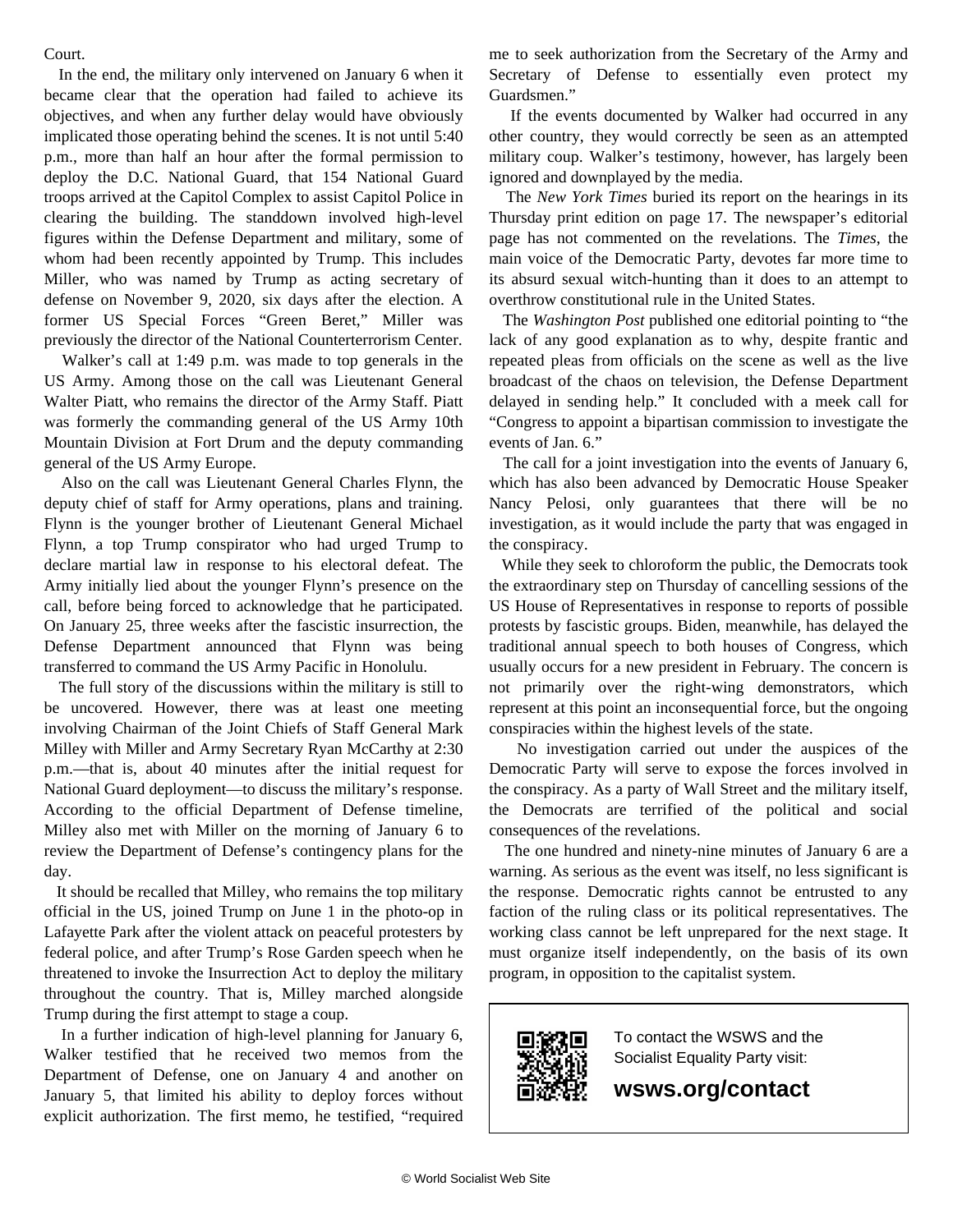Court.

In the end, the military only intervened on January 6 when it became clear that the operation had failed to achieve its objectives, and when any further delay would have obviously implicated those operating behind the scenes. It is not until 5:40 p.m., more than half an hour after the formal permission to deploy the D.C. National Guard, that 154 National Guard troops arrived at the Capitol Complex to assist Capitol Police in clearing the building. The standdown involved high-level figures within the Defense Department and military, some of whom had been recently appointed by Trump. This includes Miller, who was named by Trump as acting secretary of defense on November 9, 2020, six days after the election. A former US Special Forces "Green Beret," Miller was previously the director of the National Counterterrorism Center.

Walker's call at 1:49 p.m. was made to top generals in the US Army. Among those on the call was Lieutenant General Walter Piatt, who remains the director of the Army Staff. Piatt was formerly the commanding general of the US Army 10th Mountain Division at Fort Drum and the deputy commanding general of the US Army Europe.

Also on the call was Lieutenant General Charles Flynn, the deputy chief of staff for Army operations, plans and training. Flynn is the younger brother of Lieutenant General Michael Flynn, a top Trump conspirator who had urged Trump to declare martial law in response to his electoral defeat. The Army initially lied about the younger Flynn's presence on the call, before being forced to acknowledge that he participated. On January 25, three weeks after the fascistic insurrection, the Defense Department announced that Flynn was being transferred to command the US Army Pacific in Honolulu.

The full story of the discussions within the military is still to be uncovered. However, there was at least one meeting involving Chairman of the Joint Chiefs of Staff General Mark Milley with Miller and Army Secretary Ryan McCarthy at 2:30 p.m.—that is, about 40 minutes after the initial request for National Guard deployment—to discuss the military's response. According to the official Department of Defense timeline, Milley also met with Miller on the morning of January 6 to review the Department of Defense's contingency plans for the day.

It should be recalled that Milley, who remains the top military official in the US, joined Trump on June 1 in the photo-op in Lafayette Park after the violent attack on peaceful protesters by federal police, and after Trump's Rose Garden speech when he threatened to invoke the Insurrection Act to deploy the military throughout the country. That is, Milley marched alongside Trump during the first attempt to stage a coup.

In a further indication of high-level planning for January 6, Walker testified that he received two memos from the Department of Defense, one on January 4 and another on January 5, that limited his ability to deploy forces without explicit authorization. The first memo, he testified, "required me to seek authorization from the Secretary of the Army and Secretary of Defense to essentially even protect my Guardsmen."

If the events documented by Walker had occurred in any other country, they would correctly be seen as an attempted military coup. Walker's testimony, however, has largely been ignored and downplayed by the media.

The *New York Times* buried its report on the hearings in its Thursday print edition on page 17. The newspaper's editorial page has not commented on the revelations. The *Times*, the main voice of the Democratic Party, devotes far more time to its absurd sexual witch-hunting than it does to an attempt to overthrow constitutional rule in the United States.

The *Washington Post* published one editorial pointing to "the lack of any good explanation as to why, despite frantic and repeated pleas from officials on the scene as well as the live broadcast of the chaos on television, the Defense Department delayed in sending help." It concluded with a meek call for "Congress to appoint a bipartisan commission to investigate the events of Jan. 6."

The call for a joint investigation into the events of January 6, which has also been advanced by Democratic House Speaker Nancy Pelosi, only guarantees that there will be no investigation, as it would include the party that was engaged in the conspiracy.

While they seek to chloroform the public, the Democrats took the extraordinary step on Thursday of cancelling sessions of the US House of Representatives in response to reports of possible protests by fascistic groups. Biden, meanwhile, has delayed the traditional annual speech to both houses of Congress, which usually occurs for a new president in February. The concern is not primarily over the right-wing demonstrators, which represent at this point an inconsequential force, but the ongoing conspiracies within the highest levels of the state.

No investigation carried out under the auspices of the Democratic Party will serve to expose the forces involved in the conspiracy. As a party of Wall Street and the military itself, the Democrats are terrified of the political and social consequences of the revelations.

The one hundred and ninety-nine minutes of January 6 are a warning. As serious as the event was itself, no less significant is the response. Democratic rights cannot be entrusted to any faction of the ruling class or its political representatives. The working class cannot be left unprepared for the next stage. It must organize itself independently, on the basis of its own program, in opposition to the capitalist system.

To contact the WSWS and the Socialist Equality Party visit:

**wsws.org/contact**